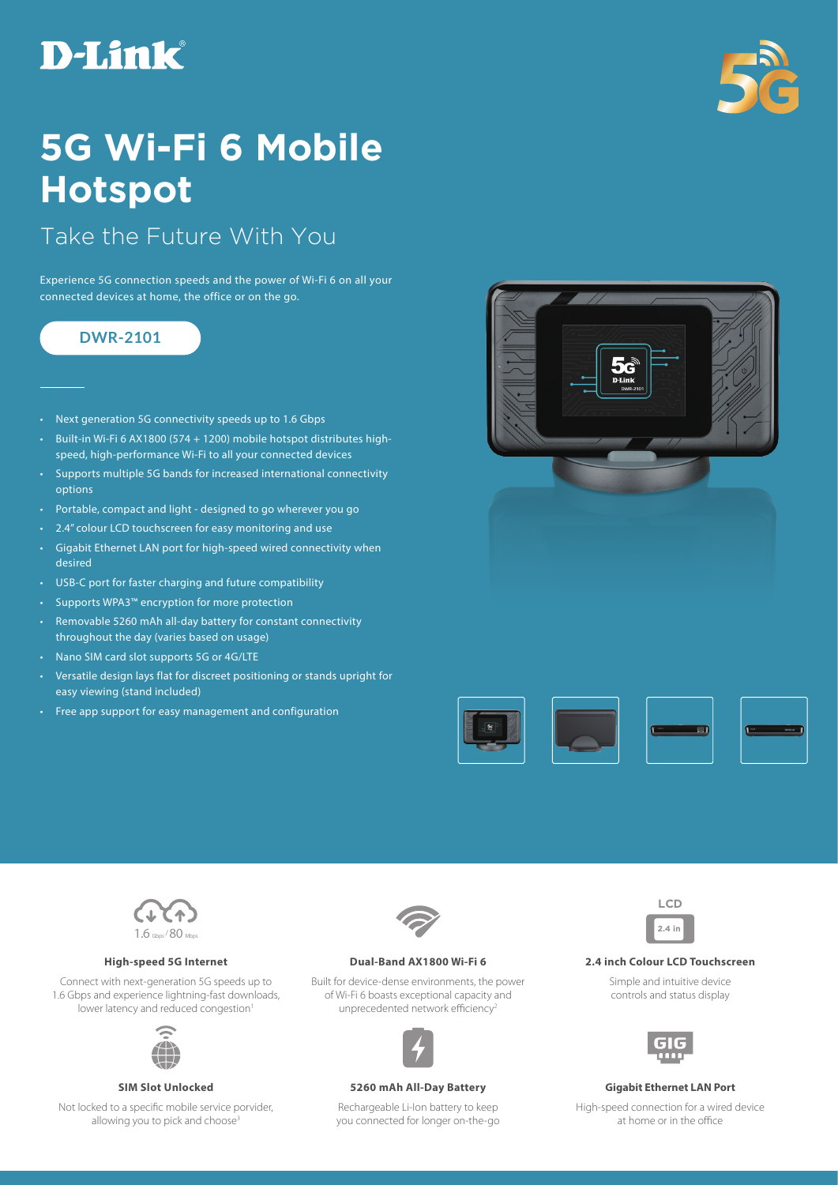D-Link

# 5G Wi-Fi 6 Mobile Hotspot

## Take the Future With You

Experience 5G connection speeds and the power of Wi-Fi 6 on all your connected devices at home, the office or on the go.

**DWR-2101**

- Next generation 5G connectivity speeds up to 1.6 Gbps
- Built-in Wi-Fi 6 AX1800 (574 + 1200) mobile hotspot distributes high-speed, high-performance Wi-Fi to all your connected devices
- Supports multiple 5G bands for increased international connectivity options
- Portable, compact and light - designed to go wherever you go
- 2.4" colour LCD touchscreen for easy monitoring and use
- Gigabit Ethernet LAN port for high-speed wired connectivity when desired
- USB-C port for faster charging and future compatibility
- Supports WPA3™ encryption for more protection
- Removable 5260 mAh all-day battery for constant connectivity throughout the day (varies based on usage)
- Nano SIM card slot supports 5G or 4G/LTE
- Versatile design lays flat for discreet positioning or stands upright for easy viewing (stand included)
- Free app support for easy management and configuration

1.6 Gbps / 80 Mbps

### High-speed 5G Internet

Connect with next-generation 5G speeds up to 1.6 Gbps and experience lightning-fast downloads, lower latency and reduced congestion[1]

### Dual-Band AX1800 Wi-Fi 6

Built for device-dense environments, the power of Wi-Fi 6 boasts exceptional capacity and unprecedented network efficiency[2]

LCD 2.4 in

### 2.4 inch Colour LCD Touchscreen

Simple and intuitive device controls and status display

### SIM Slot Unlocked

Not locked to a specific mobile service porvider, allowing you to pick and choose[3]

### 5260 mAh All-Day Battery

Rechargeable Li-Ion battery to keep you connected for longer on-the-go

GIG

### Gigabit Ethernet LAN Port

High-speed connection for a wired device at home or in the office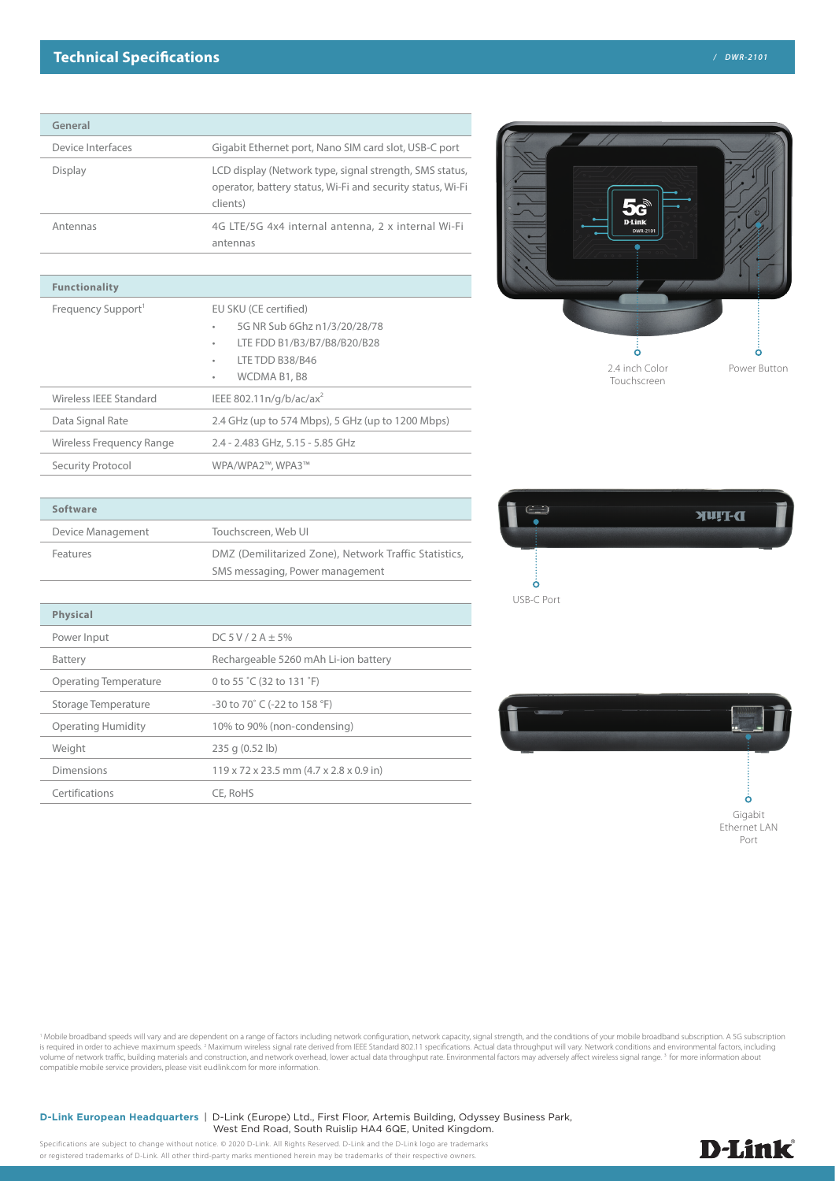## Technical Specifications

/ DWR-2101

| General | |
|---|---|
| Device Interfaces | Gigabit Ethernet port, Nano SIM card slot, USB-C port |
| Display | LCD display (Network type, signal strength, SMS status, operator, battery status, Wi-Fi and security status, Wi-Fi clients) |
| Antennas | 4G LTE/5G 4x4 internal antenna, 2 x internal Wi-Fi antennas |

| Functionality | |
|---|---|
| Frequency Support[1] | EU SKU (CE certified)<br>• 5G NR Sub 6Ghz n1/3/20/28/78<br>• LTE FDD B1/B3/B7/B8/B20/B28<br>• LTE TDD B38/B46<br>• WCDMA B1, B8 |
| Wireless IEEE Standard | IEEE 802.11n/g/b/ac/ax[2] |
| Data Signal Rate | 2.4 GHz (up to 574 Mbps), 5 GHz (up to 1200 Mbps) |
| Wireless Frequency Range | 2.4 - 2.483 GHz, 5.15 - 5.85 GHz |
| Security Protocol | WPA/WPA2™, WPA3™ |

| Software | |
|---|---|
| Device Management | Touchscreen, Web UI |
| Features | DMZ (Demilitarized Zone), Network Traffic Statistics, SMS messaging, Power management |

| Physical | |
|---|---|
| Power Input | DC 5 V / 2 A ± 5% |
| Battery | Rechargeable 5260 mAh Li-ion battery |
| Operating Temperature | 0 to 55 ˚C (32 to 131 ˚F) |
| Storage Temperature | -30 to 70˚ C (-22 to 158 °F) |
| Operating Humidity | 10% to 90% (non-condensing) |
| Weight | 235 g (0.52 lb) |
| Dimensions | 119 x 72 x 23.5 mm (4.7 x 2.8 x 0.9 in) |
| Certifications | CE, RoHS |

2.4 inch Color Touchscreen

Power Button

USB-C Port

Gigabit Ethernet LAN Port

[1] Mobile broadband speeds will vary and are dependent on a range of factors including network configuration, network capacity, signal strength, and the conditions of your mobile broadband subscription. A 5G subscription is required in order to achieve maximum speeds. [2] Maximum wireless signal rate derived from IEEE Standard 802.11 specifications. Actual data throughput will vary. Network conditions and environmental factors, including volume of network traffic, building materials and construction, and network overhead, lower actual data throughput rate. Environmental factors may adversely affect wireless signal range. [3] for more information about compatible mobile service providers, please visit eu.dlink.com for more information.

**D-Link European Headquarters** | D-Link (Europe) Ltd., First Floor, Artemis Building, Odyssey Business Park, West End Road, South Ruislip HA4 6QE, United Kingdom.

Specifications are subject to change without notice. © 2020 D-Link. All Rights Reserved. D-Link and the D-Link logo are trademarks or registered trademarks of D-Link. All other third-party marks mentioned herein may be trademarks of their respective owners.